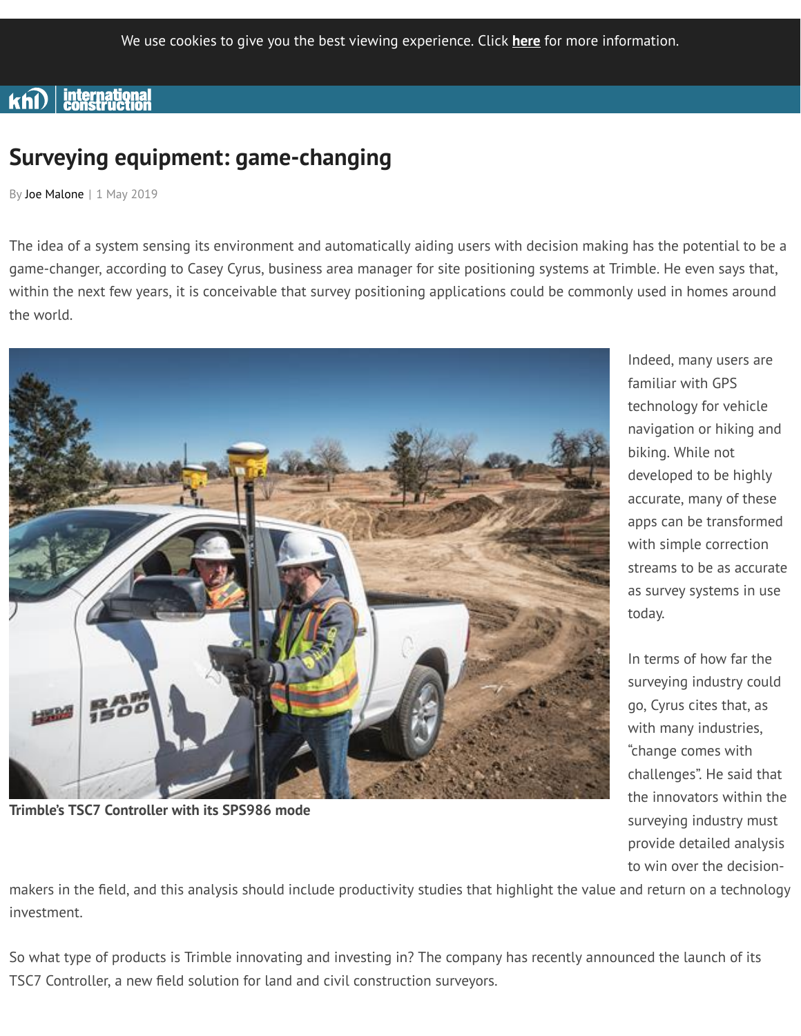# Surveying equipment: game-changing

By Joe Malone | 1 May 2019

The idea of a system sensing its environment and automatically aiding users with decision making has the potential to be a game-changer, according to Casey Cyrus, business area manager for site positioning systems at Trimble. He even says that, within the next few years, it is conceivable that survey positioning applications could be commonly used in homes around the world.

**Trimble's TSC7 Controller with its SPS986 mode**

Indeed, many users are familiar with GPS technology for vehicle navigation or hiking and biking. While not developed to be highly accurate, many of these apps can be transformed with simple correction streams to be as accurate as survey systems in use today.

In terms of how far the surveying industry could go, Cyrus cites that, as with many industries, "change comes with challenges". He said that the innovators within the surveying industry must provide detailed analysis to win over the decision-makers in the field, and this analysis should include productivity studies that highlight the value and return on a technology investment.

So what type of products is Trimble innovating and investing in? The company has recently announced the launch of its TSC7 Controller, a new field solution for land and civil construction surveyors.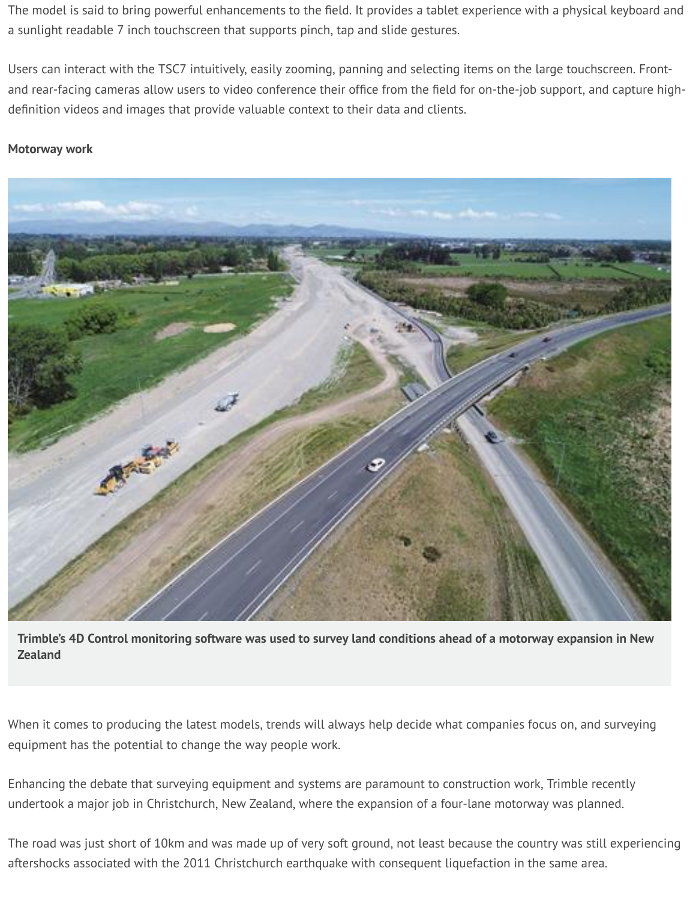The model is said to bring powerful enhancements to the field. It provides a tablet experience with a physical keyboard and a sunlight readable 7 inch touchscreen that supports pinch, tap and slide gestures.

Users can interact with the TSC7 intuitively, easily zooming, panning and selecting items on the large touchscreen. Front- and rear-facing cameras allow users to video conference their office from the field for on-the-job support, and capture high-definition videos and images that provide valuable context to their data and clients.

**Motorway work**

**Trimble's 4D Control monitoring software was used to survey land conditions ahead of a motorway expansion in New Zealand**

When it comes to producing the latest models, trends will always help decide what companies focus on, and surveying equipment has the potential to change the way people work.

Enhancing the debate that surveying equipment and systems are paramount to construction work, Trimble recently undertook a major job in Christchurch, New Zealand, where the expansion of a four-lane motorway was planned.

The road was just short of 10km and was made up of very soft ground, not least because the country was still experiencing aftershocks associated with the 2011 Christchurch earthquake with consequent liquefaction in the same area.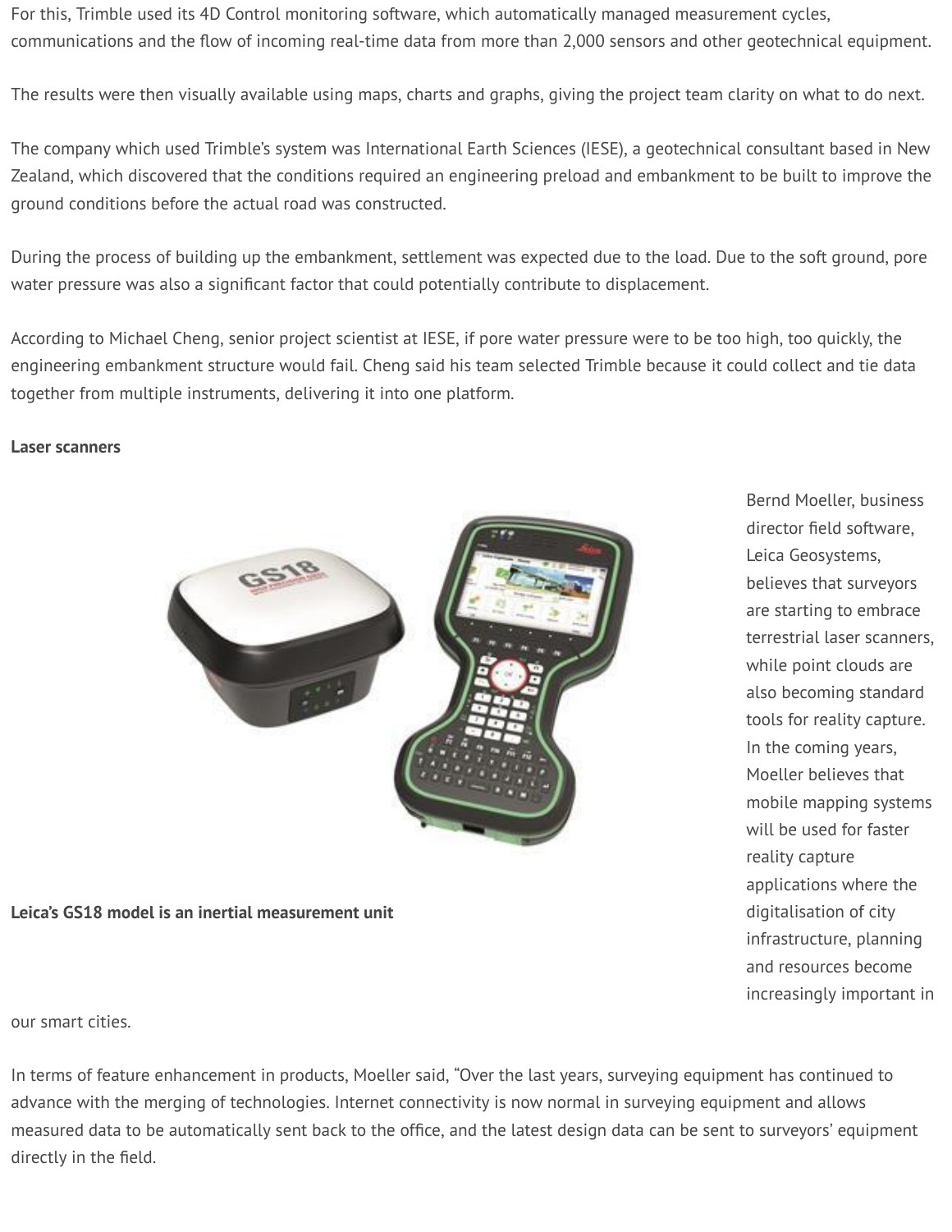For this, Trimble used its 4D Control monitoring software, which automatically managed measurement cycles, communications and the flow of incoming real-time data from more than 2,000 sensors and other geotechnical equipment.

The results were then visually available using maps, charts and graphs, giving the project team clarity on what to do next.

The company which used Trimble's system was International Earth Sciences (IESE), a geotechnical consultant based in New Zealand, which discovered that the conditions required an engineering preload and embankment to be built to improve the ground conditions before the actual road was constructed.

During the process of building up the embankment, settlement was expected due to the load. Due to the soft ground, pore water pressure was also a significant factor that could potentially contribute to displacement.

According to Michael Cheng, senior project scientist at IESE, if pore water pressure were to be too high, too quickly, the engineering embankment structure would fail. Cheng said his team selected Trimble because it could collect and tie data together from multiple instruments, delivering it into one platform.

**Laser scanners**

**Leica's GS18 model is an inertial measurement unit**

Bernd Moeller, business director field software, Leica Geosystems, believes that surveyors are starting to embrace terrestrial laser scanners, while point clouds are also becoming standard tools for reality capture. In the coming years, Moeller believes that mobile mapping systems will be used for faster reality capture applications where the digitalisation of city infrastructure, planning and resources become increasingly important in our smart cities.

In terms of feature enhancement in products, Moeller said, "Over the last years, surveying equipment has continued to advance with the merging of technologies. Internet connectivity is now normal in surveying equipment and allows measured data to be automatically sent back to the office, and the latest design data can be sent to surveyors' equipment directly in the field.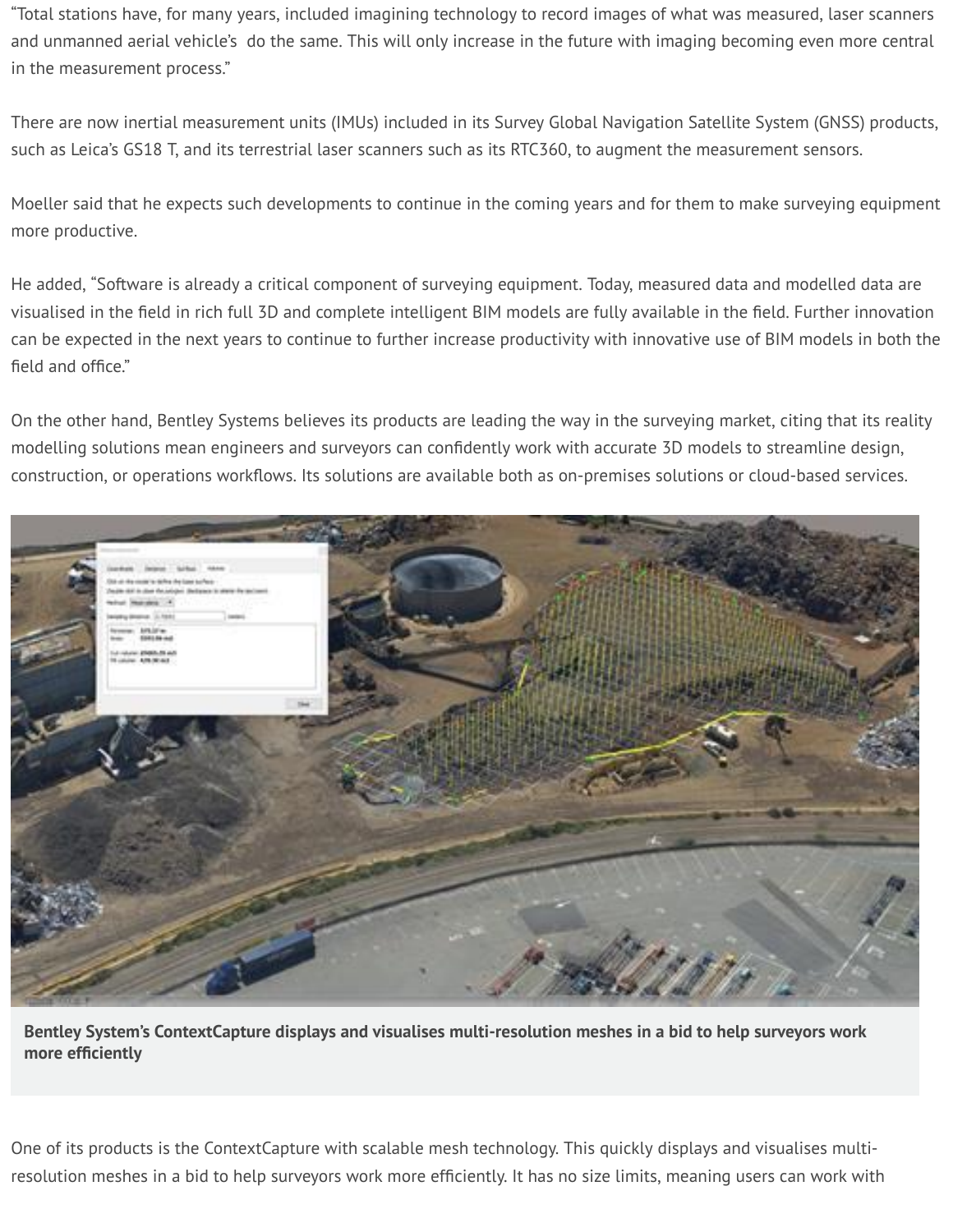"Total stations have, for many years, included imagining technology to record images of what was measured, laser scanners and unmanned aerial vehicle's do the same. This will only increase in the future with imaging becoming even more central in the measurement process."

There are now inertial measurement units (IMUs) included in its Survey Global Navigation Satellite System (GNSS) products, such as Leica's GS18 T, and its terrestrial laser scanners such as its RTC360, to augment the measurement sensors.

Moeller said that he expects such developments to continue in the coming years and for them to make surveying equipment more productive.

He added, "Software is already a critical component of surveying equipment. Today, measured data and modelled data are visualised in the field in rich full 3D and complete intelligent BIM models are fully available in the field. Further innovation can be expected in the next years to continue to further increase productivity with innovative use of BIM models in both the field and office."

On the other hand, Bentley Systems believes its products are leading the way in the surveying market, citing that its reality modelling solutions mean engineers and surveyors can confidently work with accurate 3D models to streamline design, construction, or operations workflows. Its solutions are available both as on-premises solutions or cloud-based services.

**Bentley System's ContextCapture displays and visualises multi-resolution meshes in a bid to help surveyors work more efficiently**

One of its products is the ContextCapture with scalable mesh technology. This quickly displays and visualises multi-resolution meshes in a bid to help surveyors work more efficiently. It has no size limits, meaning users can work with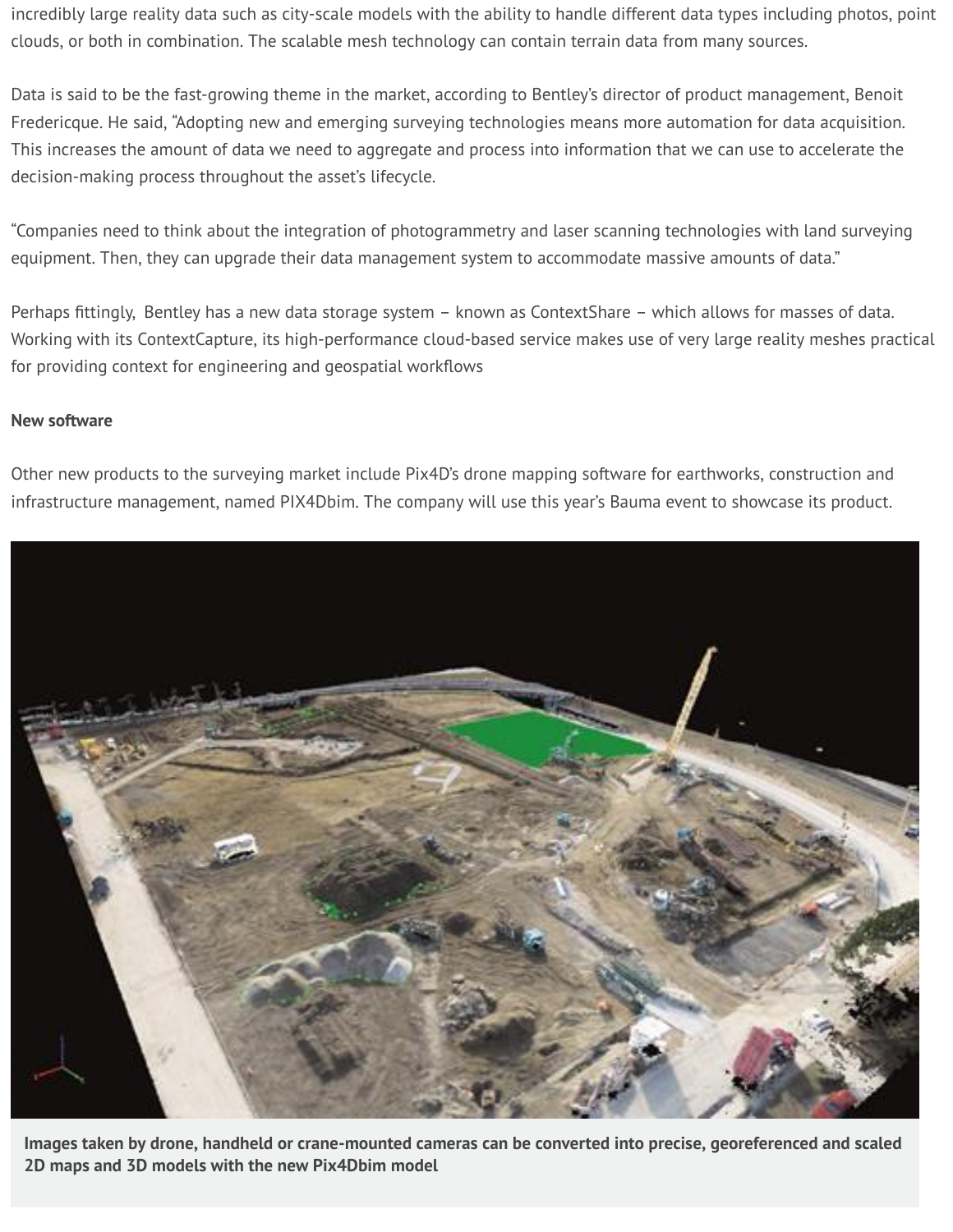incredibly large reality data such as city-scale models with the ability to handle different data types including photos, point clouds, or both in combination. The scalable mesh technology can contain terrain data from many sources.

Data is said to be the fast-growing theme in the market, according to Bentley's director of product management, Benoit Fredericque. He said, "Adopting new and emerging surveying technologies means more automation for data acquisition. This increases the amount of data we need to aggregate and process into information that we can use to accelerate the decision-making process throughout the asset's lifecycle.

"Companies need to think about the integration of photogrammetry and laser scanning technologies with land surveying equipment. Then, they can upgrade their data management system to accommodate massive amounts of data."

Perhaps fittingly, Bentley has a new data storage system – known as ContextShare – which allows for masses of data. Working with its ContextCapture, its high-performance cloud-based service makes use of very large reality meshes practical for providing context for engineering and geospatial workflows

**New software**

Other new products to the surveying market include Pix4D's drone mapping software for earthworks, construction and infrastructure management, named PIX4Dbim. The company will use this year's Bauma event to showcase its product.

**Images taken by drone, handheld or crane-mounted cameras can be converted into precise, georeferenced and scaled 2D maps and 3D models with the new Pix4Dbim model**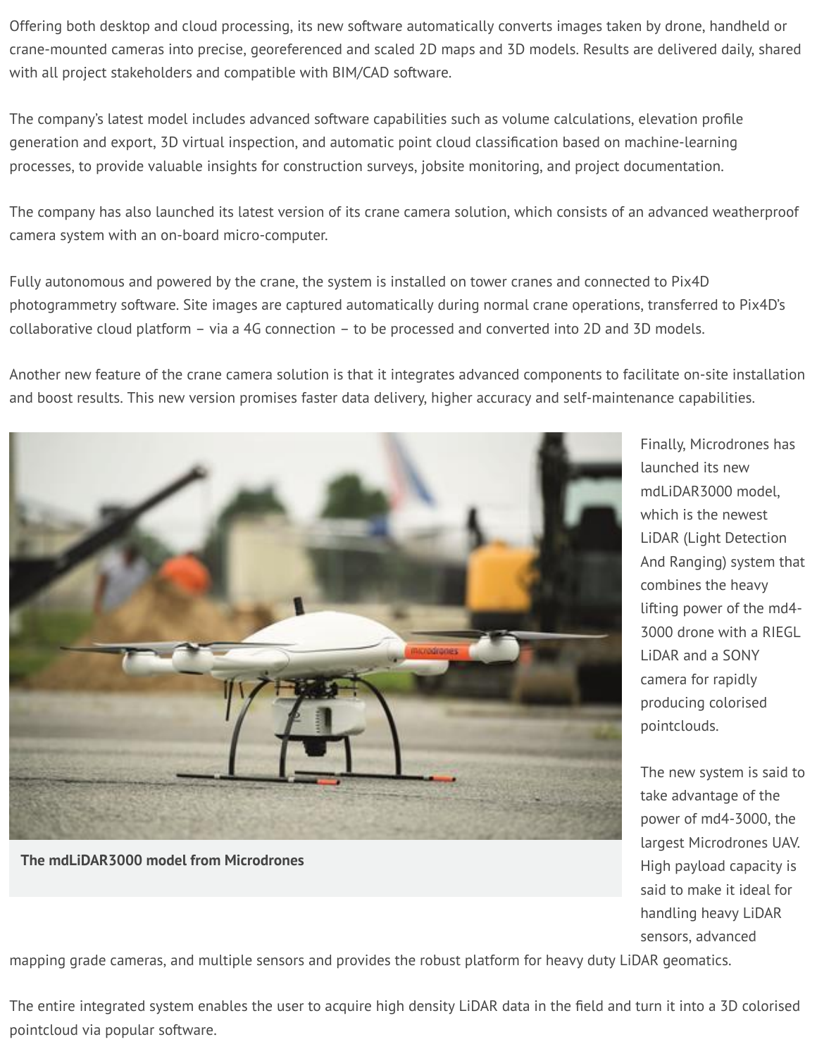Offering both desktop and cloud processing, its new software automatically converts images taken by drone, handheld or crane-mounted cameras into precise, georeferenced and scaled 2D maps and 3D models. Results are delivered daily, shared with all project stakeholders and compatible with BIM/CAD software.

The company's latest model includes advanced software capabilities such as volume calculations, elevation profile generation and export, 3D virtual inspection, and automatic point cloud classification based on machine-learning processes, to provide valuable insights for construction surveys, jobsite monitoring, and project documentation.

The company has also launched its latest version of its crane camera solution, which consists of an advanced weatherproof camera system with an on-board micro-computer.

Fully autonomous and powered by the crane, the system is installed on tower cranes and connected to Pix4D photogrammetry software. Site images are captured automatically during normal crane operations, transferred to Pix4D's collaborative cloud platform – via a 4G connection – to be processed and converted into 2D and 3D models.

Another new feature of the crane camera solution is that it integrates advanced components to facilitate on-site installation and boost results. This new version promises faster data delivery, higher accuracy and self-maintenance capabilities.

**The mdLiDAR3000 model from Microdrones**

Finally, Microdrones has launched its new mdLiDAR3000 model, which is the newest LiDAR (Light Detection And Ranging) system that combines the heavy lifting power of the md4-3000 drone with a RIEGL LiDAR and a SONY camera for rapidly producing colorised pointclouds.

The new system is said to take advantage of the power of md4-3000, the largest Microdrones UAV. High payload capacity is said to make it ideal for handling heavy LiDAR sensors, advanced mapping grade cameras, and multiple sensors and provides the robust platform for heavy duty LiDAR geomatics.

The entire integrated system enables the user to acquire high density LiDAR data in the field and turn it into a 3D colorised pointcloud via popular software.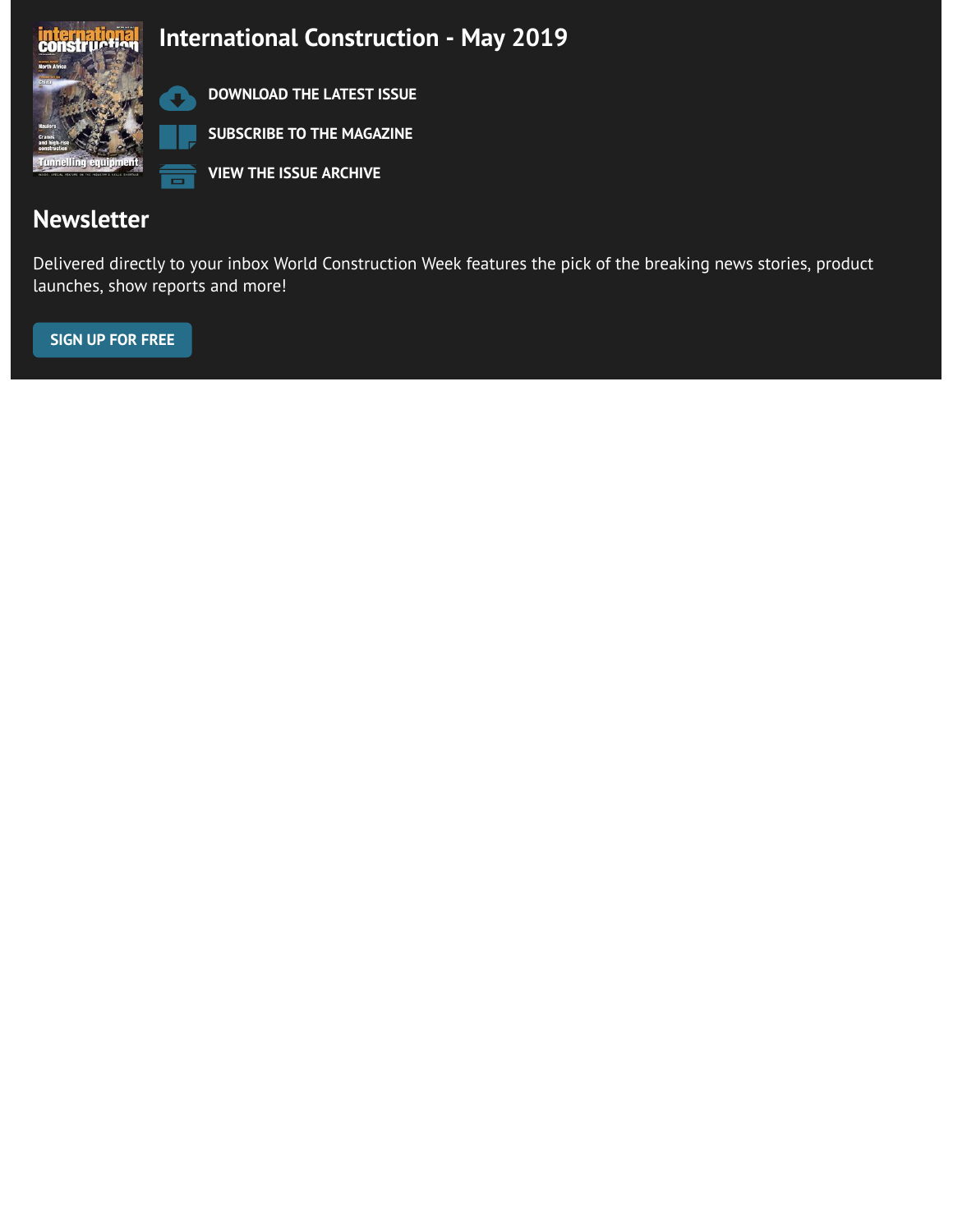## International Construction - May 2019

DOWNLOAD THE LATEST ISSUE

SUBSCRIBE TO THE MAGAZINE

VIEW THE ISSUE ARCHIVE

## Newsletter

Delivered directly to your inbox World Construction Week features the pick of the breaking news stories, product launches, show reports and more!

SIGN UP FOR FREE